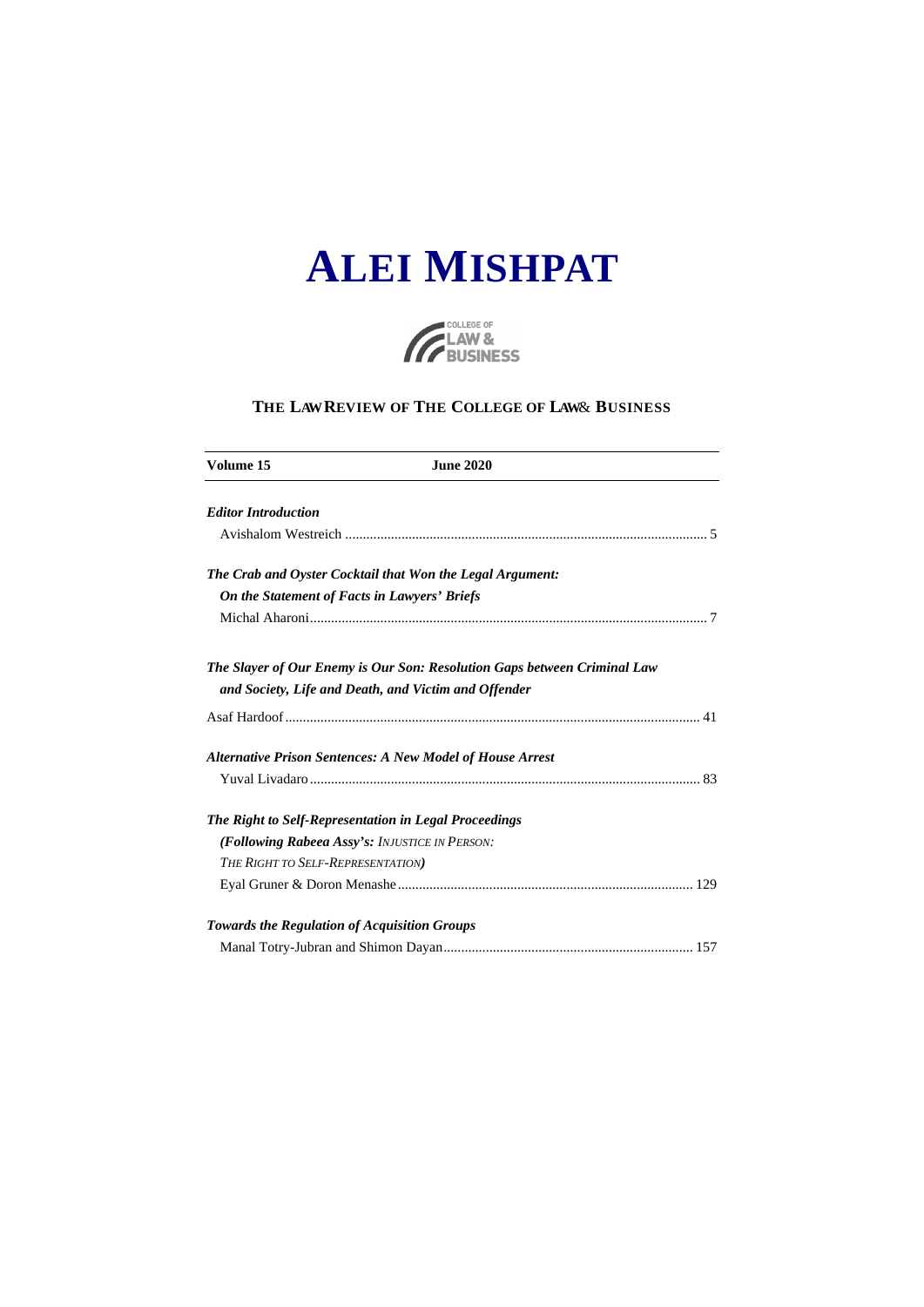# ALEI MISHPAT

COLLEGE OF LAW & BUSINESS

## THE LAW REVIEW OF THE COLLEGE OF LAW & BUSINESS

**Volume 15** **June 2020**

***Editor Introduction***

Avishalom Westreich ..................................................................................................... 5

***The Crab and Oyster Cocktail that Won the Legal Argument: On the Statement of Facts in Lawyers' Briefs***

Michal Aharoni ............................................................................................................... 7

***The Slayer of Our Enemy is Our Son: Resolution Gaps between Criminal Law and Society, Life and Death, and Victim and Offender***

Asaf Hardoof .................................................................................................................... 41

***Alternative Prison Sentences: A New Model of House Arrest***

Yuval Livadaro ............................................................................................................. 83

***The Right to Self-Representation in Legal Proceedings (Following Rabeea Assy's:*** *INJUSTICE IN PERSON: THE RIGHT TO SELF-REPRESENTATION****)***

Eyal Gruner & Doron Menashe .................................................................................. 129

***Towards the Regulation of Acquisition Groups***

Manal Totry-Jubran and Shimon Dayan ...................................................................... 157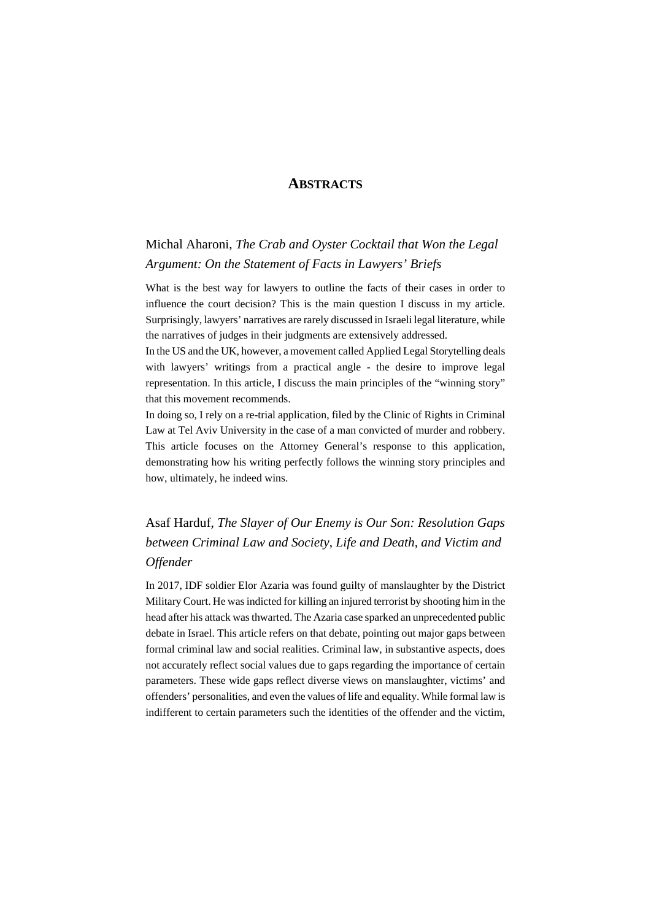# ABSTRACTS

## Michal Aharoni, *The Crab and Oyster Cocktail that Won the Legal Argument: On the Statement of Facts in Lawyers' Briefs*

What is the best way for lawyers to outline the facts of their cases in order to influence the court decision? This is the main question I discuss in my article. Surprisingly, lawyers' narratives are rarely discussed in Israeli legal literature, while the narratives of judges in their judgments are extensively addressed.

In the US and the UK, however, a movement called Applied Legal Storytelling deals with lawyers' writings from a practical angle - the desire to improve legal representation. In this article, I discuss the main principles of the "winning story" that this movement recommends.

In doing so, I rely on a re-trial application, filed by the Clinic of Rights in Criminal Law at Tel Aviv University in the case of a man convicted of murder and robbery. This article focuses on the Attorney General's response to this application, demonstrating how his writing perfectly follows the winning story principles and how, ultimately, he indeed wins.

## Asaf Harduf, *The Slayer of Our Enemy is Our Son: Resolution Gaps between Criminal Law and Society, Life and Death, and Victim and Offender*

In 2017, IDF soldier Elor Azaria was found guilty of manslaughter by the District Military Court. He was indicted for killing an injured terrorist by shooting him in the head after his attack was thwarted. The Azaria case sparked an unprecedented public debate in Israel. This article refers on that debate, pointing out major gaps between formal criminal law and social realities. Criminal law, in substantive aspects, does not accurately reflect social values due to gaps regarding the importance of certain parameters. These wide gaps reflect diverse views on manslaughter, victims' and offenders' personalities, and even the values of life and equality. While formal law is indifferent to certain parameters such the identities of the offender and the victim,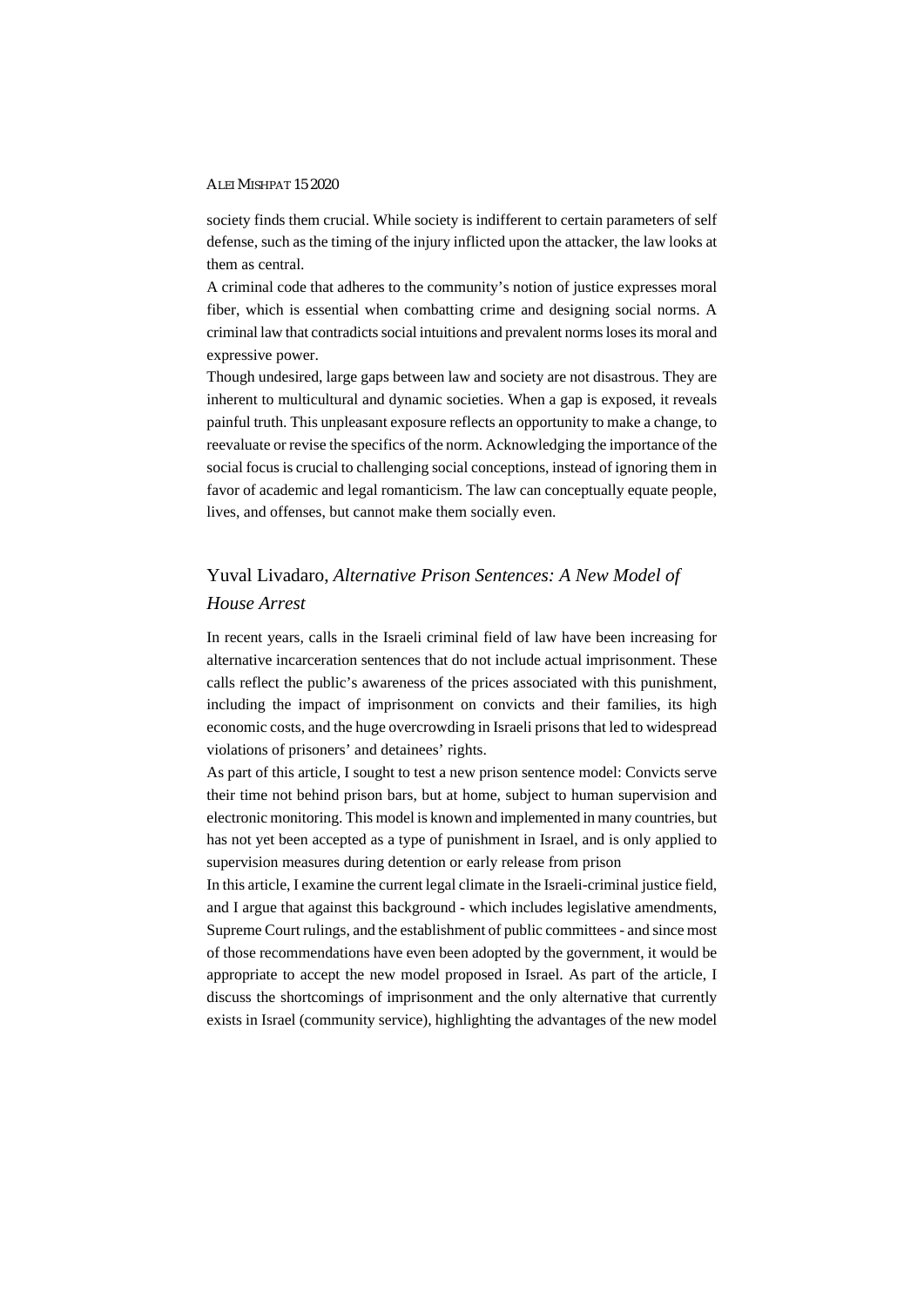society finds them crucial. While society is indifferent to certain parameters of self defense, such as the timing of the injury inflicted upon the attacker, the law looks at them as central.

A criminal code that adheres to the community's notion of justice expresses moral fiber, which is essential when combatting crime and designing social norms. A criminal law that contradicts social intuitions and prevalent norms loses its moral and expressive power.

Though undesired, large gaps between law and society are not disastrous. They are inherent to multicultural and dynamic societies. When a gap is exposed, it reveals painful truth. This unpleasant exposure reflects an opportunity to make a change, to reevaluate or revise the specifics of the norm. Acknowledging the importance of the social focus is crucial to challenging social conceptions, instead of ignoring them in favor of academic and legal romanticism. The law can conceptually equate people, lives, and offenses, but cannot make them socially even.

## Yuval Livadaro, *Alternative Prison Sentences: A New Model of House Arrest*

In recent years, calls in the Israeli criminal field of law have been increasing for alternative incarceration sentences that do not include actual imprisonment. These calls reflect the public's awareness of the prices associated with this punishment, including the impact of imprisonment on convicts and their families, its high economic costs, and the huge overcrowding in Israeli prisons that led to widespread violations of prisoners' and detainees' rights.

As part of this article, I sought to test a new prison sentence model: Convicts serve their time not behind prison bars, but at home, subject to human supervision and electronic monitoring. This model is known and implemented in many countries, but has not yet been accepted as a type of punishment in Israel, and is only applied to supervision measures during detention or early release from prison

In this article, I examine the current legal climate in the Israeli-criminal justice field, and I argue that against this background - which includes legislative amendments, Supreme Court rulings, and the establishment of public committees - and since most of those recommendations have even been adopted by the government, it would be appropriate to accept the new model proposed in Israel. As part of the article, I discuss the shortcomings of imprisonment and the only alternative that currently exists in Israel (community service), highlighting the advantages of the new model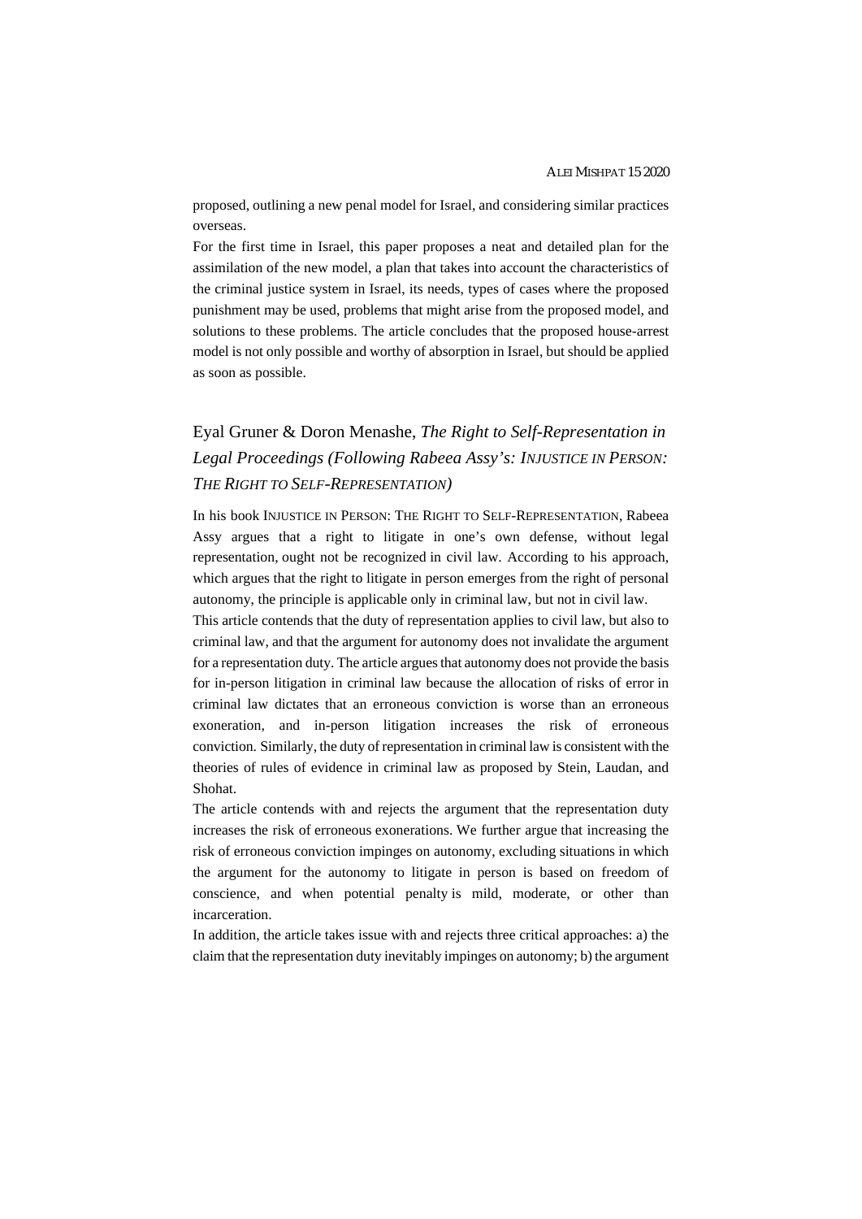proposed, outlining a new penal model for Israel, and considering similar practices overseas.

For the first time in Israel, this paper proposes a neat and detailed plan for the assimilation of the new model, a plan that takes into account the characteristics of the criminal justice system in Israel, its needs, types of cases where the proposed punishment may be used, problems that might arise from the proposed model, and solutions to these problems. The article concludes that the proposed house-arrest model is not only possible and worthy of absorption in Israel, but should be applied as soon as possible.

## Eyal Gruner & Doron Menashe, *The Right to Self-Representation in Legal Proceedings (Following Rabeea Assy's: Injustice in Person: The Right to Self-Representation)*

In his book INJUSTICE IN PERSON: THE RIGHT TO SELF-REPRESENTATION, Rabeea Assy argues that a right to litigate in one's own defense, without legal representation, ought not be recognized in civil law. According to his approach, which argues that the right to litigate in person emerges from the right of personal autonomy, the principle is applicable only in criminal law, but not in civil law.

This article contends that the duty of representation applies to civil law, but also to criminal law, and that the argument for autonomy does not invalidate the argument for a representation duty. The article argues that autonomy does not provide the basis for in-person litigation in criminal law because the allocation of risks of error in criminal law dictates that an erroneous conviction is worse than an erroneous exoneration, and in-person litigation increases the risk of erroneous conviction. Similarly, the duty of representation in criminal law is consistent with the theories of rules of evidence in criminal law as proposed by Stein, Laudan, and Shohat.

The article contends with and rejects the argument that the representation duty increases the risk of erroneous exonerations. We further argue that increasing the risk of erroneous conviction impinges on autonomy, excluding situations in which the argument for the autonomy to litigate in person is based on freedom of conscience, and when potential penalty is mild, moderate, or other than incarceration.

In addition, the article takes issue with and rejects three critical approaches: a) the claim that the representation duty inevitably impinges on autonomy; b) the argument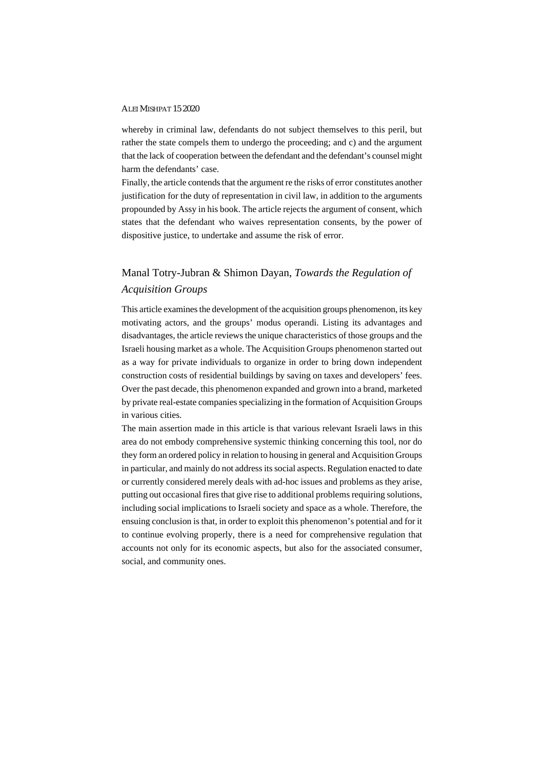whereby in criminal law, defendants do not subject themselves to this peril, but rather the state compels them to undergo the proceeding; and c) and the argument that the lack of cooperation between the defendant and the defendant's counsel might harm the defendants' case.

Finally, the article contends that the argument re the risks of error constitutes another justification for the duty of representation in civil law, in addition to the arguments propounded by Assy in his book. The article rejects the argument of consent, which states that the defendant who waives representation consents, by the power of dispositive justice, to undertake and assume the risk of error.

## Manal Totry-Jubran & Shimon Dayan, *Towards the Regulation of Acquisition Groups*

This article examines the development of the acquisition groups phenomenon, its key motivating actors, and the groups' modus operandi. Listing its advantages and disadvantages, the article reviews the unique characteristics of those groups and the Israeli housing market as a whole. The Acquisition Groups phenomenon started out as a way for private individuals to organize in order to bring down independent construction costs of residential buildings by saving on taxes and developers' fees. Over the past decade, this phenomenon expanded and grown into a brand, marketed by private real-estate companies specializing in the formation of Acquisition Groups in various cities.

The main assertion made in this article is that various relevant Israeli laws in this area do not embody comprehensive systemic thinking concerning this tool, nor do they form an ordered policy in relation to housing in general and Acquisition Groups in particular, and mainly do not address its social aspects. Regulation enacted to date or currently considered merely deals with ad-hoc issues and problems as they arise, putting out occasional fires that give rise to additional problems requiring solutions, including social implications to Israeli society and space as a whole. Therefore, the ensuing conclusion is that, in order to exploit this phenomenon's potential and for it to continue evolving properly, there is a need for comprehensive regulation that accounts not only for its economic aspects, but also for the associated consumer, social, and community ones.